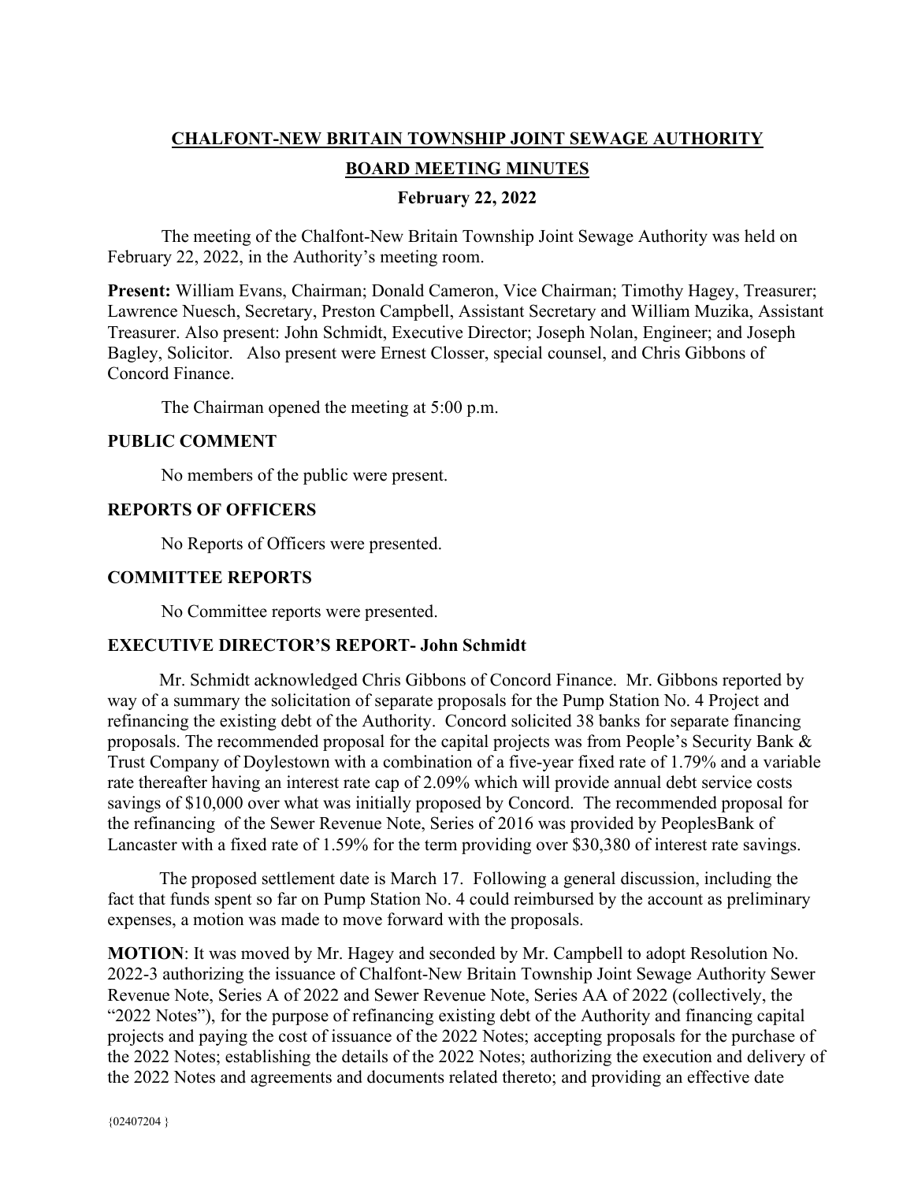# CHALFONT-NEW BRITAIN TOWNSHIP JOINT SEWAGE AUTHORITY

## BOARD MEETING MINUTES

### February 22, 2022

The meeting of the Chalfont-New Britain Township Joint Sewage Authority was held on February 22, 2022, in the Authority's meeting room.

**Present:** William Evans, Chairman; Donald Cameron, Vice Chairman; Timothy Hagey, Treasurer; Lawrence Nuesch, Secretary, Preston Campbell, Assistant Secretary and William Muzika, Assistant Treasurer. Also present: John Schmidt, Executive Director; Joseph Nolan, Engineer; and Joseph Bagley, Solicitor. Also present were Ernest Closser, special counsel, and Chris Gibbons of Concord Finance.

The Chairman opened the meeting at 5:00 p.m.

**PUBLIC COMMENT**

No members of the public were present.

**REPORTS OF OFFICERS**

No Reports of Officers were presented.

**COMMITTEE REPORTS**

No Committee reports were presented.

**EXECUTIVE DIRECTOR'S REPORT- John Schmidt**

Mr. Schmidt acknowledged Chris Gibbons of Concord Finance. Mr. Gibbons reported by way of a summary the solicitation of separate proposals for the Pump Station No. 4 Project and refinancing the existing debt of the Authority. Concord solicited 38 banks for separate financing proposals. The recommended proposal for the capital projects was from People's Security Bank & Trust Company of Doylestown with a combination of a five-year fixed rate of 1.79% and a variable rate thereafter having an interest rate cap of 2.09% which will provide annual debt service costs savings of $10,000 over what was initially proposed by Concord. The recommended proposal for the refinancing of the Sewer Revenue Note, Series of 2016 was provided by PeoplesBank of Lancaster with a fixed rate of 1.59% for the term providing over $30,380 of interest rate savings.

The proposed settlement date is March 17. Following a general discussion, including the fact that funds spent so far on Pump Station No. 4 could reimbursed by the account as preliminary expenses, a motion was made to move forward with the proposals.

**MOTION**: It was moved by Mr. Hagey and seconded by Mr. Campbell to adopt Resolution No. 2022-3 authorizing the issuance of Chalfont-New Britain Township Joint Sewage Authority Sewer Revenue Note, Series A of 2022 and Sewer Revenue Note, Series AA of 2022 (collectively, the "2022 Notes"), for the purpose of refinancing existing debt of the Authority and financing capital projects and paying the cost of issuance of the 2022 Notes; accepting proposals for the purchase of the 2022 Notes; establishing the details of the 2022 Notes; authorizing the execution and delivery of the 2022 Notes and agreements and documents related thereto; and providing an effective date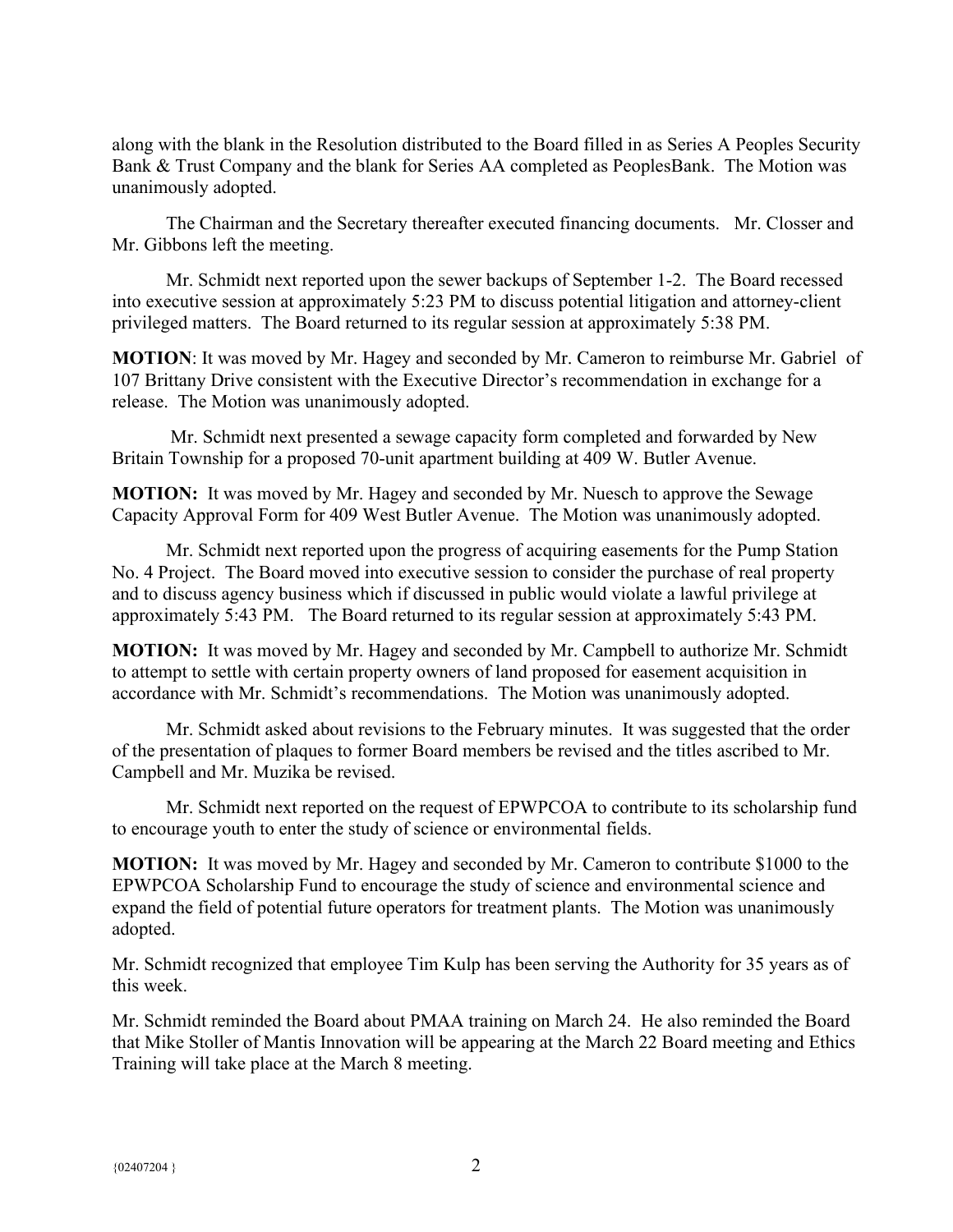along with the blank in the Resolution distributed to the Board filled in as Series A Peoples Security Bank & Trust Company and the blank for Series AA completed as PeoplesBank. The Motion was unanimously adopted.

The Chairman and the Secretary thereafter executed financing documents. Mr. Closser and Mr. Gibbons left the meeting.

Mr. Schmidt next reported upon the sewer backups of September 1-2. The Board recessed into executive session at approximately 5:23 PM to discuss potential litigation and attorney-client privileged matters. The Board returned to its regular session at approximately 5:38 PM.

**MOTION**: It was moved by Mr. Hagey and seconded by Mr. Cameron to reimburse Mr. Gabriel of 107 Brittany Drive consistent with the Executive Director's recommendation in exchange for a release. The Motion was unanimously adopted.

Mr. Schmidt next presented a sewage capacity form completed and forwarded by New Britain Township for a proposed 70-unit apartment building at 409 W. Butler Avenue.

**MOTION:** It was moved by Mr. Hagey and seconded by Mr. Nuesch to approve the Sewage Capacity Approval Form for 409 West Butler Avenue. The Motion was unanimously adopted.

Mr. Schmidt next reported upon the progress of acquiring easements for the Pump Station No. 4 Project. The Board moved into executive session to consider the purchase of real property and to discuss agency business which if discussed in public would violate a lawful privilege at approximately 5:43 PM. The Board returned to its regular session at approximately 5:43 PM.

**MOTION:** It was moved by Mr. Hagey and seconded by Mr. Campbell to authorize Mr. Schmidt to attempt to settle with certain property owners of land proposed for easement acquisition in accordance with Mr. Schmidt's recommendations. The Motion was unanimously adopted.

Mr. Schmidt asked about revisions to the February minutes. It was suggested that the order of the presentation of plaques to former Board members be revised and the titles ascribed to Mr. Campbell and Mr. Muzika be revised.

Mr. Schmidt next reported on the request of EPWPCOA to contribute to its scholarship fund to encourage youth to enter the study of science or environmental fields.

**MOTION:** It was moved by Mr. Hagey and seconded by Mr. Cameron to contribute $1000 to the EPWPCOA Scholarship Fund to encourage the study of science and environmental science and expand the field of potential future operators for treatment plants. The Motion was unanimously adopted.

Mr. Schmidt recognized that employee Tim Kulp has been serving the Authority for 35 years as of this week.

Mr. Schmidt reminded the Board about PMAA training on March 24. He also reminded the Board that Mike Stoller of Mantis Innovation will be appearing at the March 22 Board meeting and Ethics Training will take place at the March 8 meeting.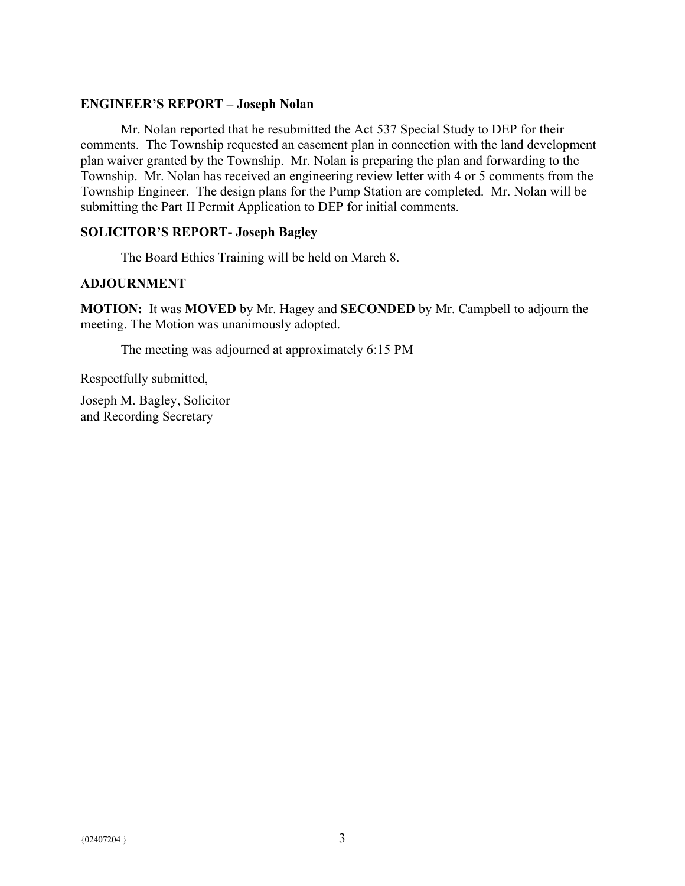**ENGINEER'S REPORT – Joseph Nolan**

Mr. Nolan reported that he resubmitted the Act 537 Special Study to DEP for their comments. The Township requested an easement plan in connection with the land development plan waiver granted by the Township. Mr. Nolan is preparing the plan and forwarding to the Township. Mr. Nolan has received an engineering review letter with 4 or 5 comments from the Township Engineer. The design plans for the Pump Station are completed. Mr. Nolan will be submitting the Part II Permit Application to DEP for initial comments.

**SOLICITOR'S REPORT- Joseph Bagley**

The Board Ethics Training will be held on March 8.

**ADJOURNMENT**

**MOTION:** It was **MOVED** by Mr. Hagey and **SECONDED** by Mr. Campbell to adjourn the meeting. The Motion was unanimously adopted.

The meeting was adjourned at approximately 6:15 PM

Respectfully submitted,

Joseph M. Bagley, Solicitor
and Recording Secretary

{02407204 }